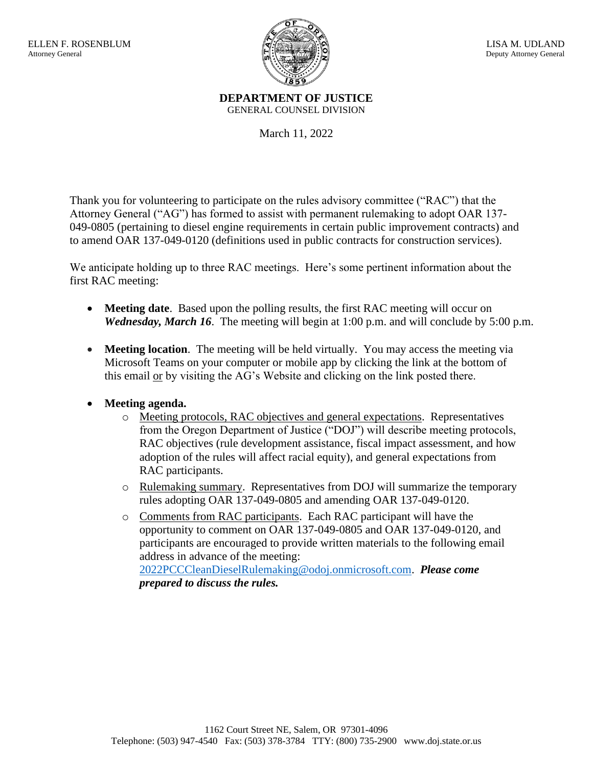ELLEN F. ROSENBLUM
Attorney General

LISA M. UDLAND
Deputy Attorney General

**DEPARTMENT OF JUSTICE**
GENERAL COUNSEL DIVISION

March 11, 2022

Thank you for volunteering to participate on the rules advisory committee ("RAC") that the Attorney General ("AG") has formed to assist with permanent rulemaking to adopt OAR 137-049-0805 (pertaining to diesel engine requirements in certain public improvement contracts) and to amend OAR 137-049-0120 (definitions used in public contracts for construction services).

We anticipate holding up to three RAC meetings. Here's some pertinent information about the first RAC meeting:

- **Meeting date**. Based upon the polling results, the first RAC meeting will occur on ***Wednesday, March 16***. The meeting will begin at 1:00 p.m. and will conclude by 5:00 p.m.
- **Meeting location**. The meeting will be held virtually. You may access the meeting via Microsoft Teams on your computer or mobile app by clicking the link at the bottom of this email or by visiting the AG's Website and clicking on the link posted there.
- **Meeting agenda.**
  - Meeting protocols, RAC objectives and general expectations. Representatives from the Oregon Department of Justice ("DOJ") will describe meeting protocols, RAC objectives (rule development assistance, fiscal impact assessment, and how adoption of the rules will affect racial equity), and general expectations from RAC participants.
  - Rulemaking summary. Representatives from DOJ will summarize the temporary rules adopting OAR 137-049-0805 and amending OAR 137-049-0120.
  - Comments from RAC participants. Each RAC participant will have the opportunity to comment on OAR 137-049-0805 and OAR 137-049-0120, and participants are encouraged to provide written materials to the following email address in advance of the meeting: 2022PCCCleanDieselRulemaking@odoj.onmicrosoft.com. ***Please come prepared to discuss the rules.***

1162 Court Street NE, Salem, OR 97301-4096
Telephone: (503) 947-4540 Fax: (503) 378-3784 TTY: (800) 735-2900 www.doj.state.or.us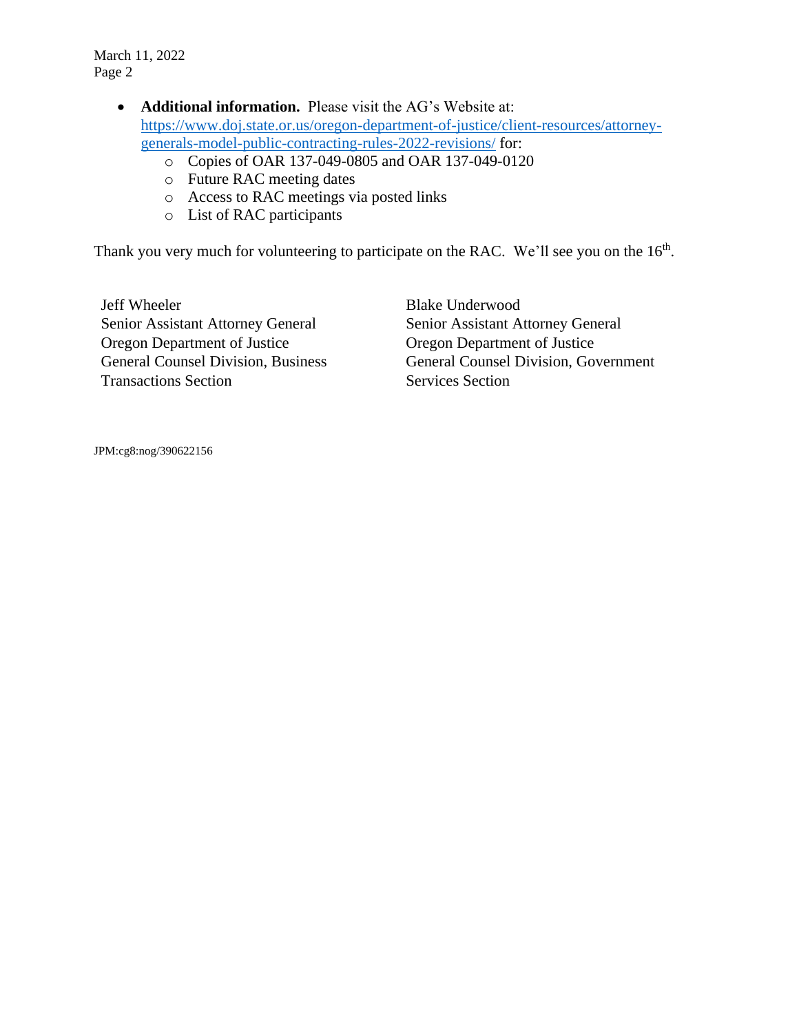- **Additional information.** Please visit the AG's Website at: [https://www.doj.state.or.us/oregon-department-of-justice/client-resources/attorney-generals-model-public-contracting-rules-2022-revisions/](https://www.doj.state.or.us/oregon-department-of-justice/client-resources/attorney-generals-model-public-contracting-rules-2022-revisions/) for:
  - Copies of OAR 137-049-0805 and OAR 137-049-0120
  - Future RAC meeting dates
  - Access to RAC meetings via posted links
  - List of RAC participants

Thank you very much for volunteering to participate on the RAC. We'll see you on the 16th.

Jeff Wheeler
Senior Assistant Attorney General
Oregon Department of Justice
General Counsel Division, Business Transactions Section

Blake Underwood
Senior Assistant Attorney General
Oregon Department of Justice
General Counsel Division, Government Services Section

JPM:cg8:nog/390622156